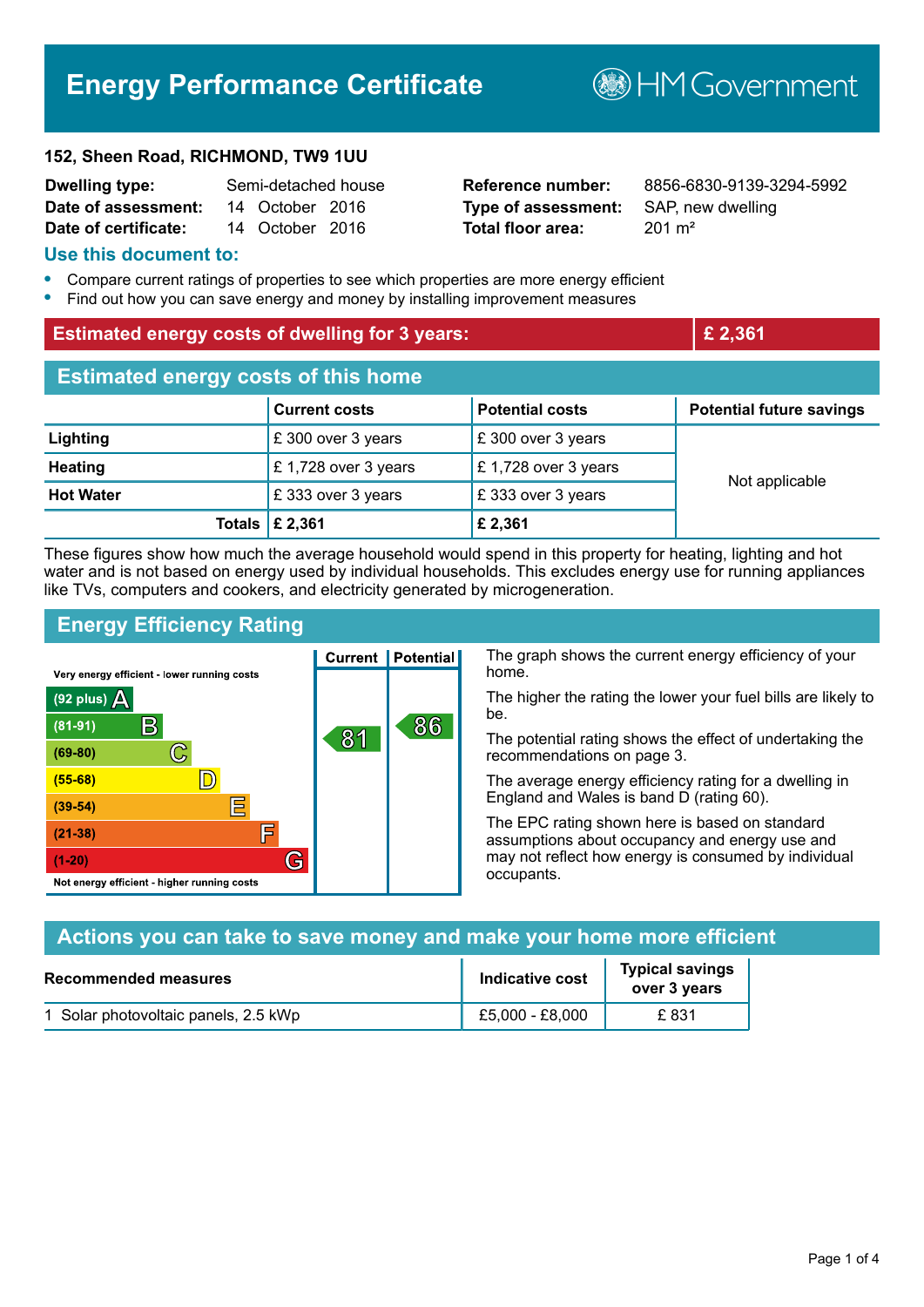# Energy Performance Certificate

HM Government

**152, Sheen Road, RICHMOND, TW9 1UU**

| | | | |
|---|---|---|---|
| **Dwelling type:** | Semi-detached house | **Reference number:** | 8856-6830-9139-3294-5992 |
| **Date of assessment:** | 14 October 2016 | **Type of assessment:** | SAP, new dwelling |
| **Date of certificate:** | 14 October 2016 | **Total floor area:** | 201 m² |

## Use this document to:

- Compare current ratings of properties to see which properties are more energy efficient
- Find out how you can save energy and money by installing improvement measures

| **Estimated energy costs of dwelling for 3 years:** | **£ 2,361** |
|---|---|

## Estimated energy costs of this home

| | Current costs | Potential costs | Potential future savings |
|---|---|---|---|
| **Lighting** | £ 300 over 3 years | £ 300 over 3 years | Not applicable |
| **Heating** | £ 1,728 over 3 years | £ 1,728 over 3 years | |
| **Hot Water** | £ 333 over 3 years | £ 333 over 3 years | |
| **Totals** | **£ 2,361** | **£ 2,361** | |

These figures show how much the average household would spend in this property for heating, lighting and hot water and is not based on energy used by individual households. This excludes energy use for running appliances like TVs, computers and cookers, and electricity generated by microgeneration.

## Energy Efficiency Rating

| Rating band | Current | Potential |
|---|---|---|
| Very energy efficient - lower running costs | | |
| (92 plus) A | | |
| (81-91) B | 81 | 86 |
| (69-80) C | | |
| (55-68) D | | |
| (39-54) E | | |
| (21-38) F | | |
| (1-20) G | | |
| Not energy efficient - higher running costs | | |

The graph shows the current energy efficiency of your home.

The higher the rating the lower your fuel bills are likely to be.

The potential rating shows the effect of undertaking the recommendations on page 3.

The average energy efficiency rating for a dwelling in England and Wales is band D (rating 60).

The EPC rating shown here is based on standard assumptions about occupancy and energy use and may not reflect how energy is consumed by individual occupants.

## Actions you can take to save money and make your home more efficient

| Recommended measures | Indicative cost | Typical savings over 3 years |
|---|---|---|
| 1 Solar photovoltaic panels, 2.5 kWp | £5,000 - £8,000 | £ 831 |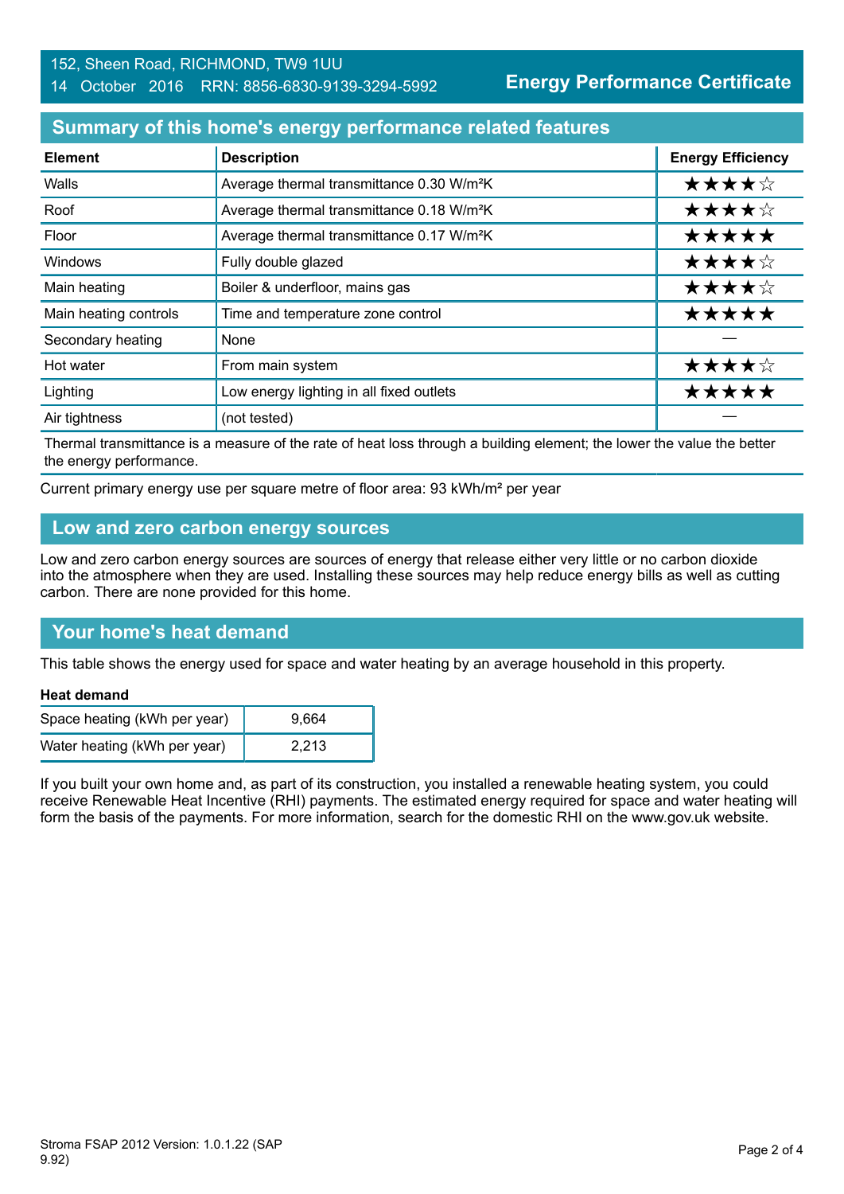152, Sheen Road, RICHMOND, TW9 1UU
14 October 2016 RRN: 8856-6830-9139-3294-5992

**Energy Performance Certificate**

## Summary of this home's energy performance related features

| Element | Description | Energy Efficiency |
|---|---|---|
| Walls | Average thermal transmittance 0.30 W/m²K | ★★★★☆ |
| Roof | Average thermal transmittance 0.18 W/m²K | ★★★★☆ |
| Floor | Average thermal transmittance 0.17 W/m²K | ★★★★★ |
| Windows | Fully double glazed | ★★★★☆ |
| Main heating | Boiler & underfloor, mains gas | ★★★★☆ |
| Main heating controls | Time and temperature zone control | ★★★★★ |
| Secondary heating | None | — |
| Hot water | From main system | ★★★★☆ |
| Lighting | Low energy lighting in all fixed outlets | ★★★★★ |
| Air tightness | (not tested) | — |

Thermal transmittance is a measure of the rate of heat loss through a building element; the lower the value the better the energy performance.

Current primary energy use per square metre of floor area: 93 kWh/m² per year

## Low and zero carbon energy sources

Low and zero carbon energy sources are sources of energy that release either very little or no carbon dioxide into the atmosphere when they are used. Installing these sources may help reduce energy bills as well as cutting carbon. There are none provided for this home.

## Your home's heat demand

This table shows the energy used for space and water heating by an average household in this property.

**Heat demand**

| | |
|---|---|
| Space heating (kWh per year) | 9,664 |
| Water heating (kWh per year) | 2,213 |

If you built your own home and, as part of its construction, you installed a renewable heating system, you could receive Renewable Heat Incentive (RHI) payments. The estimated energy required for space and water heating will form the basis of the payments. For more information, search for the domestic RHI on the www.gov.uk website.

Stroma FSAP 2012 Version: 1.0.1.22 (SAP 9.92)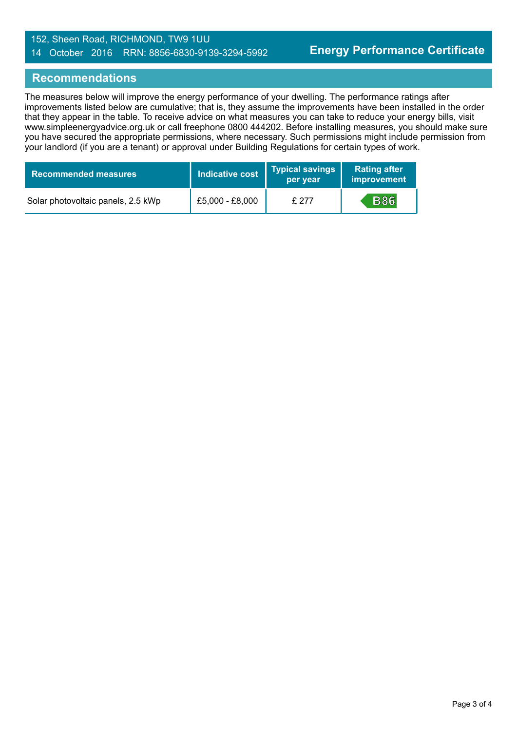## Recommendations

The measures below will improve the energy performance of your dwelling. The performance ratings after improvements listed below are cumulative; that is, they assume the improvements have been installed in the order that they appear in the table. To receive advice on what measures you can take to reduce your energy bills, visit www.simpleenergyadvice.org.uk or call freephone 0800 444202. Before installing measures, you should make sure you have secured the appropriate permissions, where necessary. Such permissions might include permission from your landlord (if you are a tenant) or approval under Building Regulations for certain types of work.

| Recommended measures | Indicative cost | Typical savings per year | Rating after improvement |
|---|---|---|---|
| Solar photovoltaic panels, 2.5 kWp | £5,000 - £8,000 | £ 277 | B86 |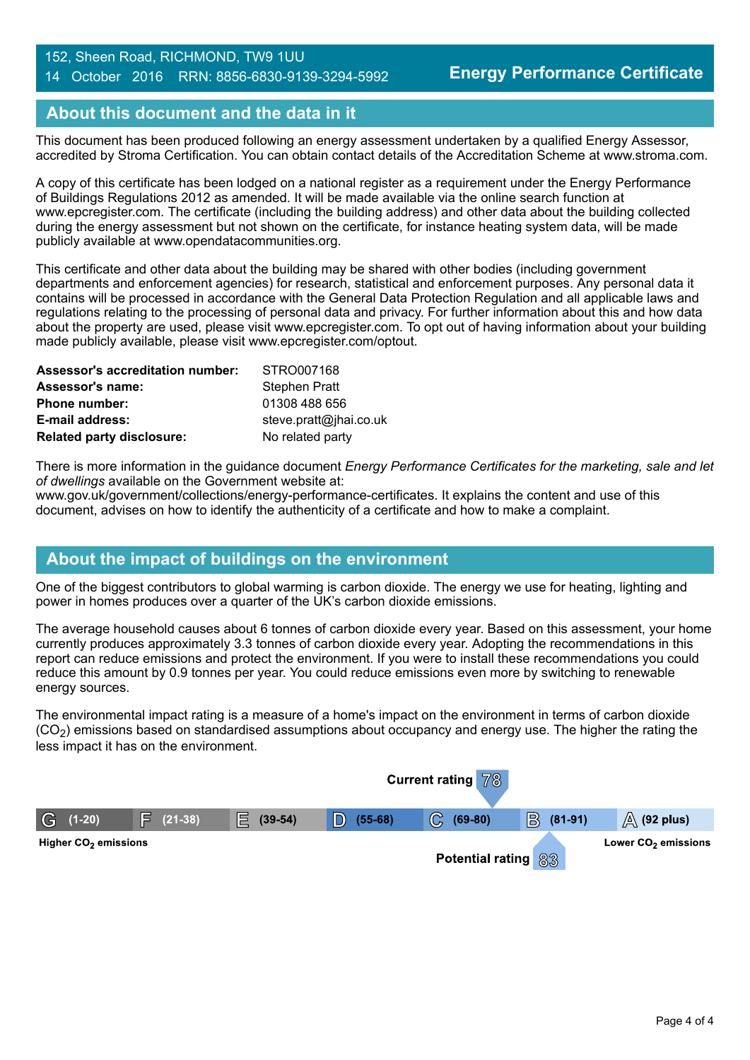152, Sheen Road, RICHMOND, TW9 1UU
14 October 2016 RRN: 8856-6830-9139-3294-5992

**Energy Performance Certificate**

## About this document and the data in it

This document has been produced following an energy assessment undertaken by a qualified Energy Assessor, accredited by Stroma Certification. You can obtain contact details of the Accreditation Scheme at www.stroma.com.

A copy of this certificate has been lodged on a national register as a requirement under the Energy Performance of Buildings Regulations 2012 as amended. It will be made available via the online search function at www.epcregister.com. The certificate (including the building address) and other data about the building collected during the energy assessment but not shown on the certificate, for instance heating system data, will be made publicly available at www.opendatacommunities.org.

This certificate and other data about the building may be shared with other bodies (including government departments and enforcement agencies) for research, statistical and enforcement purposes. Any personal data it contains will be processed in accordance with the General Data Protection Regulation and all applicable laws and regulations relating to the processing of personal data and privacy. For further information about this and how data about the property are used, please visit www.epcregister.com. To opt out of having information about your building made publicly available, please visit www.epcregister.com/optout.

| | |
|---|---|
| **Assessor's accreditation number:** | STRO007168 |
| **Assessor's name:** | Stephen Pratt |
| **Phone number:** | 01308 488 656 |
| **E-mail address:** | steve.pratt@jhai.co.uk |
| **Related party disclosure:** | No related party |

There is more information in the guidance document *Energy Performance Certificates for the marketing, sale and let of dwellings* available on the Government website at: www.gov.uk/government/collections/energy-performance-certificates. It explains the content and use of this document, advises on how to identify the authenticity of a certificate and how to make a complaint.

## About the impact of buildings on the environment

One of the biggest contributors to global warming is carbon dioxide. The energy we use for heating, lighting and power in homes produces over a quarter of the UK's carbon dioxide emissions.

The average household causes about 6 tonnes of carbon dioxide every year. Based on this assessment, your home currently produces approximately 3.3 tonnes of carbon dioxide every year. Adopting the recommendations in this report can reduce emissions and protect the environment. If you were to install these recommendations you could reduce this amount by 0.9 tonnes per year. You could reduce emissions even more by switching to renewable energy sources.

The environmental impact rating is a measure of a home's impact on the environment in terms of carbon dioxide ($CO_2$) emissions based on standardised assumptions about occupancy and energy use. The higher the rating the less impact it has on the environment.

Current rating 78

G (1-20) F (21-38) E (39-54) D (55-68) C (69-80) B (81-91) A (92 plus)

Higher $CO_2$ emissions

Lower $CO_2$ emissions

Potential rating 83